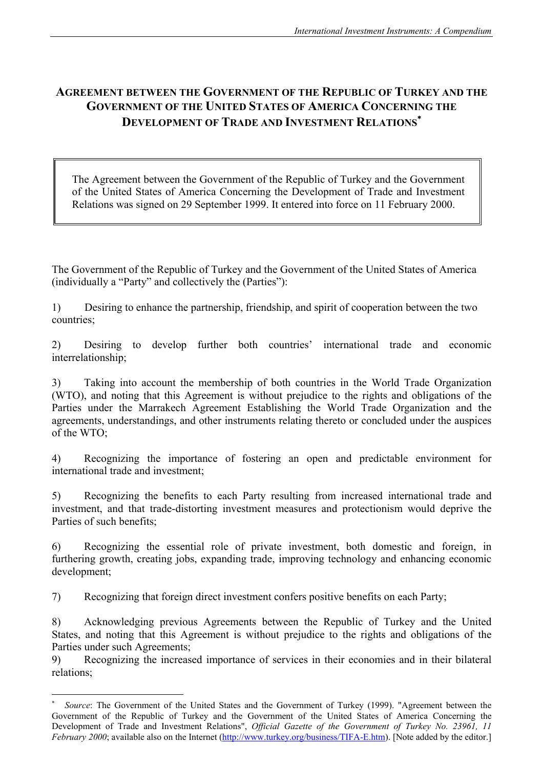# Agreement between the Government of the Republic of Turkey and the Government of the United States of America Concerning the Development of Trade and Investment Relations[*]

> The Agreement between the Government of the Republic of Turkey and the Government of the United States of America Concerning the Development of Trade and Investment Relations was signed on 29 September 1999. It entered into force on 11 February 2000.

The Government of the Republic of Turkey and the Government of the United States of America (individually a "Party" and collectively the (Parties"):

1) Desiring to enhance the partnership, friendship, and spirit of cooperation between the two countries;

2) Desiring to develop further both countries' international trade and economic interrelationship;

3) Taking into account the membership of both countries in the World Trade Organization (WTO), and noting that this Agreement is without prejudice to the rights and obligations of the Parties under the Marrakech Agreement Establishing the World Trade Organization and the agreements, understandings, and other instruments relating thereto or concluded under the auspices of the WTO;

4) Recognizing the importance of fostering an open and predictable environment for international trade and investment;

5) Recognizing the benefits to each Party resulting from increased international trade and investment, and that trade-distorting investment measures and protectionism would deprive the Parties of such benefits;

6) Recognizing the essential role of private investment, both domestic and foreign, in furthering growth, creating jobs, expanding trade, improving technology and enhancing economic development;

7) Recognizing that foreign direct investment confers positive benefits on each Party;

8) Acknowledging previous Agreements between the Republic of Turkey and the United States, and noting that this Agreement is without prejudice to the rights and obligations of the Parties under such Agreements;

9) Recognizing the increased importance of services in their economies and in their bilateral relations;

---

[*] *Source*: The Government of the United States and the Government of Turkey (1999). "Agreement between the Government of the Republic of Turkey and the Government of the United States of America Concerning the Development of Trade and Investment Relations", *Official Gazette of the Government of Turkey No. 23961, 11 February 2000*; available also on the Internet (http://www.turkey.org/business/TIFA-E.htm). [Note added by the editor.]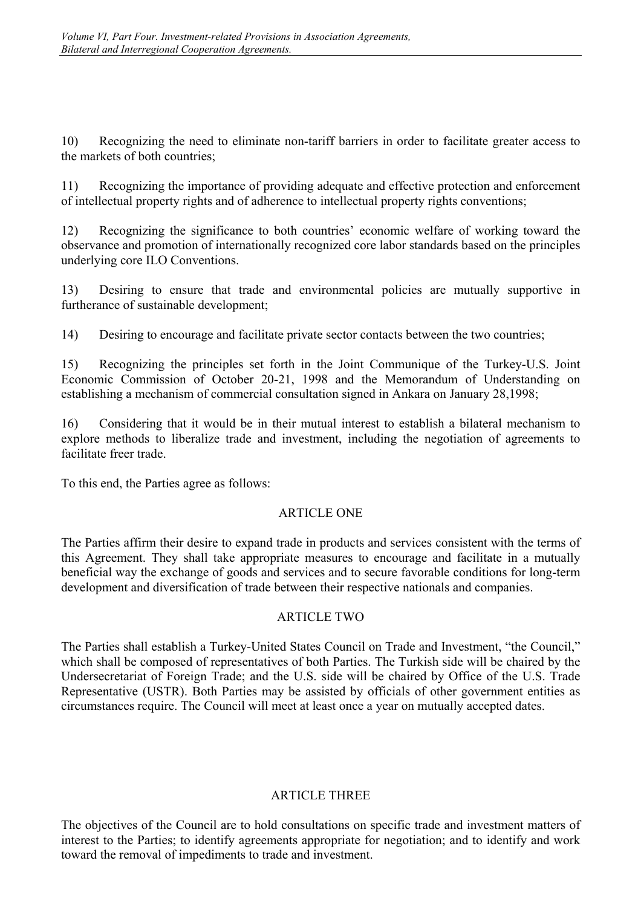10) Recognizing the need to eliminate non-tariff barriers in order to facilitate greater access to the markets of both countries;

11) Recognizing the importance of providing adequate and effective protection and enforcement of intellectual property rights and of adherence to intellectual property rights conventions;

12) Recognizing the significance to both countries' economic welfare of working toward the observance and promotion of internationally recognized core labor standards based on the principles underlying core ILO Conventions.

13) Desiring to ensure that trade and environmental policies are mutually supportive in furtherance of sustainable development;

14) Desiring to encourage and facilitate private sector contacts between the two countries;

15) Recognizing the principles set forth in the Joint Communique of the Turkey-U.S. Joint Economic Commission of October 20-21, 1998 and the Memorandum of Understanding on establishing a mechanism of commercial consultation signed in Ankara on January 28,1998;

16) Considering that it would be in their mutual interest to establish a bilateral mechanism to explore methods to liberalize trade and investment, including the negotiation of agreements to facilitate freer trade.

To this end, the Parties agree as follows:

## ARTICLE ONE

The Parties affirm their desire to expand trade in products and services consistent with the terms of this Agreement. They shall take appropriate measures to encourage and facilitate in a mutually beneficial way the exchange of goods and services and to secure favorable conditions for long-term development and diversification of trade between their respective nationals and companies.

## ARTICLE TWO

The Parties shall establish a Turkey-United States Council on Trade and Investment, "the Council," which shall be composed of representatives of both Parties. The Turkish side will be chaired by the Undersecretariat of Foreign Trade; and the U.S. side will be chaired by Office of the U.S. Trade Representative (USTR). Both Parties may be assisted by officials of other government entities as circumstances require. The Council will meet at least once a year on mutually accepted dates.

## ARTICLE THREE

The objectives of the Council are to hold consultations on specific trade and investment matters of interest to the Parties; to identify agreements appropriate for negotiation; and to identify and work toward the removal of impediments to trade and investment.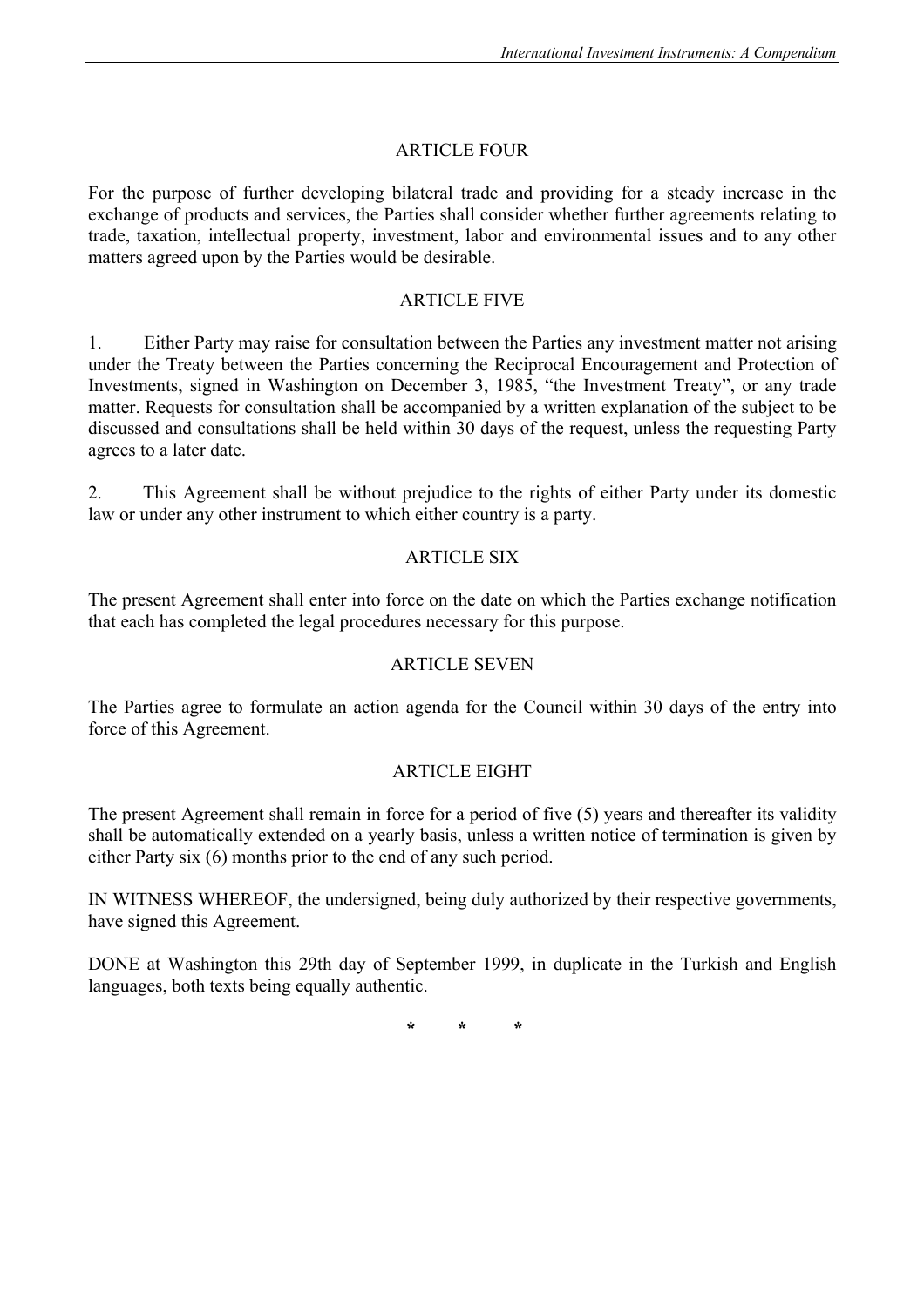## ARTICLE FOUR

For the purpose of further developing bilateral trade and providing for a steady increase in the exchange of products and services, the Parties shall consider whether further agreements relating to trade, taxation, intellectual property, investment, labor and environmental issues and to any other matters agreed upon by the Parties would be desirable.

## ARTICLE FIVE

1. Either Party may raise for consultation between the Parties any investment matter not arising under the Treaty between the Parties concerning the Reciprocal Encouragement and Protection of Investments, signed in Washington on December 3, 1985, "the Investment Treaty", or any trade matter. Requests for consultation shall be accompanied by a written explanation of the subject to be discussed and consultations shall be held within 30 days of the request, unless the requesting Party agrees to a later date.

2. This Agreement shall be without prejudice to the rights of either Party under its domestic law or under any other instrument to which either country is a party.

## ARTICLE SIX

The present Agreement shall enter into force on the date on which the Parties exchange notification that each has completed the legal procedures necessary for this purpose.

## ARTICLE SEVEN

The Parties agree to formulate an action agenda for the Council within 30 days of the entry into force of this Agreement.

## ARTICLE EIGHT

The present Agreement shall remain in force for a period of five (5) years and thereafter its validity shall be automatically extended on a yearly basis, unless a written notice of termination is given by either Party six (6) months prior to the end of any such period.

IN WITNESS WHEREOF, the undersigned, being duly authorized by their respective governments, have signed this Agreement.

DONE at Washington this 29th day of September 1999, in duplicate in the Turkish and English languages, both texts being equally authentic.

\* \* \*